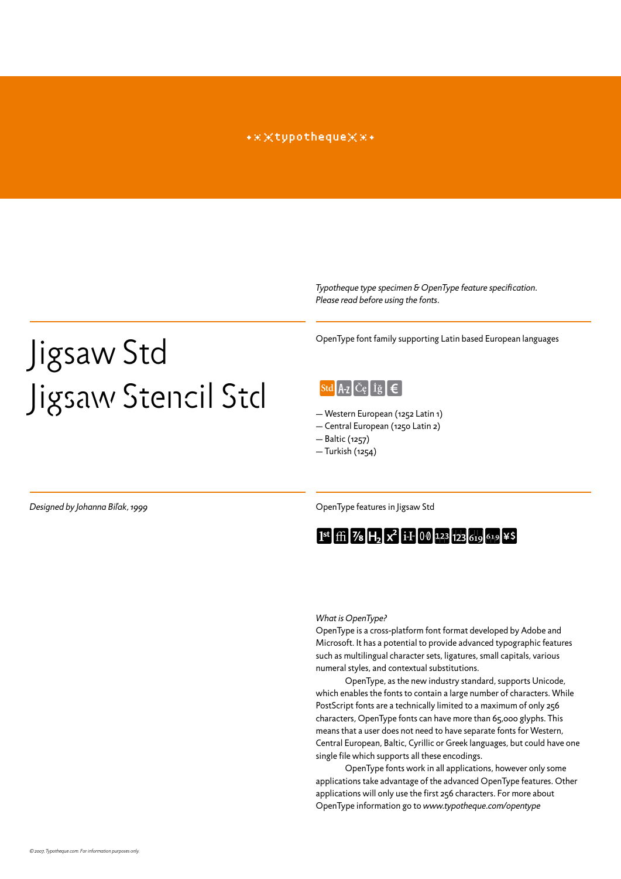typotheque

*Typotheque type specimen & OpenType feature specification.*
*Please read before using the fonts.*

# Jigsaw Std
# Jigsaw Stencil Std

OpenType font family supporting Latin based European languages

Std A-Z Čę İğ €

— Western European (1252 Latin 1)
— Central European (1250 Latin 2)
— Baltic (1257)
— Turkish (1254)

*Designed by Johanna Biľak, 1999*

OpenType features in Jigsaw Std

1st ffi 7/8 $H_2$ $x^2$ i-I 0·0 123 123 619 6.1.9 ¥$

*What is OpenType?*
OpenType is a cross-platform font format developed by Adobe and Microsoft. It has a potential to provide advanced typographic features such as multilingual character sets, ligatures, small capitals, various numeral styles, and contextual substitutions.

OpenType, as the new industry standard, supports Unicode, which enables the fonts to contain a large number of characters. While PostScript fonts are a technically limited to a maximum of only 256 characters, OpenType fonts can have more than 65,000 glyphs. This means that a user does not need to have separate fonts for Western, Central European, Baltic, Cyrillic or Greek languages, but could have one single file which supports all these encodings.

OpenType fonts work in all applications, however only some applications take advantage of the advanced OpenType features. Other applications will only use the first 256 characters. For more about OpenType information go to *www.typotheque.com/opentype*

*© 2007, Typotheque.com. For information purposes only.*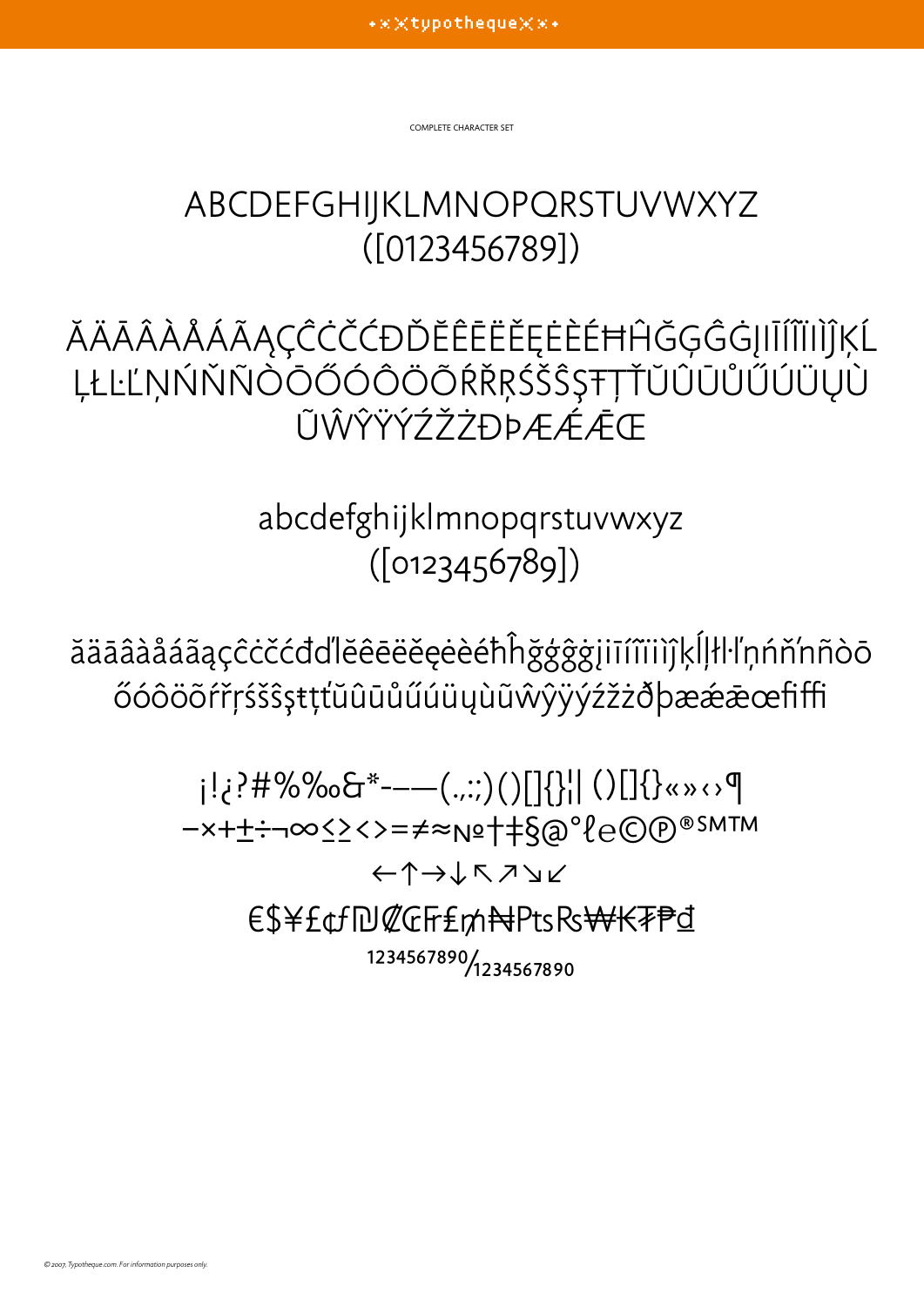COMPLETE CHARACTER SET

ABCDEFGHIJKLMNOPQRSTUVWXYZ
([0123456789])

ĂÄĀÂÀÅÁÃĄÇĈĊČĆĐĎĔÊĒËĚĘĖÈÉĦĤĞĢĜĠĮIĪÍĨÏÌĴĶĹ
ĻŁĿĽŅŃŇÑÒŌŐÓÔÖÕŔŘŖŚŠŜŞŦŢŤŬÛŪŮŰÚÜŲÙ
ŨŴŶŸÝŹŽŻÐÞÆǼǢŒ

abcdefghijklmnopqrstuvwxyz
([0123456789])

ăäāâàåáãąçĉċčćđďĺĕêēëěęėèéħĥğģĝġįıīíĩïìĵķĺļłŀľņńňŉñòō
őóôöõŕřŗśšŝşŧţťŭûūůűúüųùũŵŷÿýźžżðþæǽǣœfiffi

¡!¿?#%‰&*-–—(.,:;)()[]{}¦| ()[]{}«»‹›¶
−×+±÷¬∞≤≥<>=≠≈№†‡§@°ℓ℮©℗®℠™
←↑→↓↖↗↘↙
€$¥£¢ƒ₪₡₢₣₤₥₦₧₨₩₭₮₱₫
1234567890/1234567890

© 2007, Typotheque.com. For information purposes only.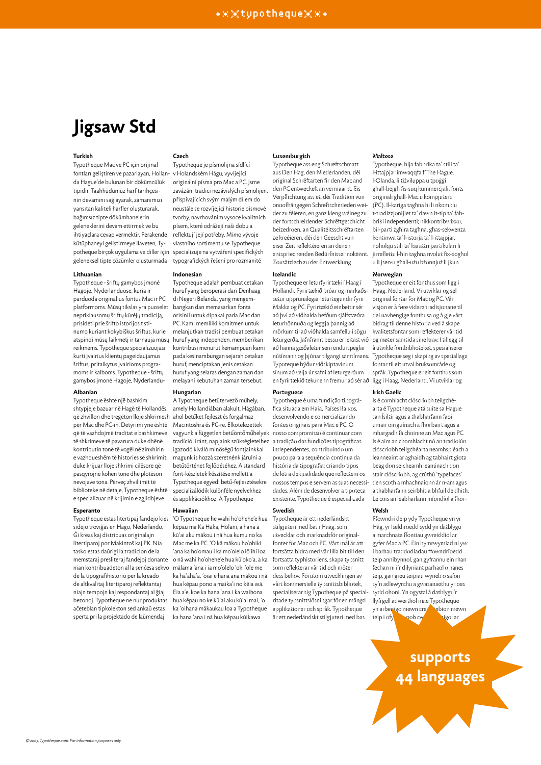# Jigsaw Std

### Turkish

Typotheque Mac ve PC için orijinal fontları geliştiren ve pazarlayan, Hollanda Hague'de bulunan bir dökümcülük tipidir. Taahhüdümüz harf tarihçesinin devamını sağlayarak, zamanımızı yansıtan kaliteli harfler oluşturarak, bağımsız tipte dökümhanelerin geleneklerini devam ettirmek ve bu ihtiyaçlara cevap vermektir. Perakende kütüphaneyi geliştirmeye ilaveten, Typotheque birçok uygulama ve diller için geleneksel tipte çözümler oluşturmada

### Lithuanian

Typotheque - šriftų gamybos įmonė Hagoje, Nyderlanduose, kuria ir parduoda originalius fontus Mac ir PC platformoms. Mūsų tikslas yra puoselėti nepriklausomų šriftų kūrėjų tradiciją, prisidėti prie šrifto istorijos tęstinumo kuriant kokybiškus šriftus, kurie atspindi mūsų laikmetį ir tarnauja mūsų reikmėms. Typotheque specializuojasi kurti įvairius klientų pageidaujamus šriftus, pritaikytus įvairioms programoms ir kalboms. Typotheque - šriftų gamybos įmonė Hagoje, Nyderlandu-

### Albanian

Typotheque është një bashkim shtypjeje bazuar në Hagë të Hollandës, që zhvillon dhe tregëton lloje shkrimesh për Mac dhe PC-in. Detyrimi ynë është që të vazhdojmë traditat e bashkimeve të shkrimeve të pavarura duke dhënë kontributin tonë të vogël në zinxhirin e vazhdueshëm të histories së shkrimit, duke krijuar lloje shkrimi cilësore që pasqyrojnë kohën tone dhe plotëson nevojave tona. Përveç zhvillimit të biblioteke në detaje, Typotheque është e specializuar në krijimin e zgjidhjeve

### Esperanto

Typotheque estas litertipaj fandejo kies sidejo troviĝas en Hago, Nederlando. Ĝi kreas kaj distribuas originalajn litertiparoj por Makintoŝ kaj PK. Nia tasko estas daŭrigi la tradicion de la memstaraj presliteraj fandejoj donante nian kontribuadeton al la senĉesa sekvo de la tipografihistorio per la kreado de altkvalitaj litertiparoj reflektantaj niajn tempojn kaj respondantaj al ĝiaj bezonoj. Typotheque ne nur produktas aĉeteblan tipkolekton sed ankaŭ estas sperta pri la projektado de laŭmendaj

### Czech

Typotheque je písmolijna sídlící v Holandském Hágu, vyvíjející originální písma pro Mac a PC. Jsme zavázáni tradici nezávislých písmolijen, přispívajících svým malým dílem do neustále se rozvíjející historie písmové tvorby, navrhováním vysoce kvalitních písem, které odrážejí naši dobu a reflektují její potřeby. Mimo vývoje vlastního sortimentu se Typotheque specializuje na vytváření specifických typografických řešení pro rozmanité

### Indonesian

Typotheque adalah pembuat cetakan huruf yang beroperasi dari Denhaag di Negeri Belanda, yang mengembangkan dan memasarkan fonta orisinil untuk dipakai pada Mac dan PC. Kami memiliki komitmen untuk melanjutkan tradisi pembuat cetakan huruf yang independen, memberikan kontribusi menurut kemampuan kami pada kesinambungan sejarah cetakan huruf, menciptakan jenis cetakan huruf yang selaras dengan zaman dan melayani kebutuhan zaman tersebut.

### Hungarian

A Typotheque betűtervező műhely, amely Hollandiában alakult, Hágában, ahol betűket fejleszt és forgalmaz Macintoshra és PC-re. Elkötelezettek vagyunk a független betűöntőműhelyek tradíciói iránt, napjaink szükségleteihez igazodó kiváló minőségű fontjainkkal magunk is hozzá szeretnénk járulni a betűtörténet fejlődéséhez. A standard font-készletek készítése mellett a Typotheque egyedi betű-fejlesztésekre specializálódik különféle nyelvekhez és applikációkhoz. A Typotheque

### Hawaiian

ʻO Typotheque he wahi hoʻohehe'e hua kēpau ma Ka Haka, Hōlani, a hana a kūʻai aku mākou i nā hua kumu no ka Mac me ka PC. ʻO kā mākou hoʻohiki ʻana ka hoʻomau i ka moʻolelo lōʻihi loa o nā wahi hoʻohehe'e hua kūʻokoʻa, a ka mālama ʻana i ia moʻolelo ʻoki ʻole me ka haʻahaʻa, ʻoiai e hana ana mākou i nā hua kēpau pono a maikaʻi no kēia wā. Eia aʻe, koe ka hana ʻana i ka waihona hua kēpau no ke kūʻai aku kūʻai mai, ʻo ka ʻoihana mākaukau loa a Typotheque ka hana ʻana i nā hua kēpau kūikawa

### Luxemburgish

Typotheque ass eng Schreftschmatt aus Den Hag, den Niederlanden, déi original Schrëftarten fir den Mac and den PC entweckelt an vermaarkt. Eis Verpflichtung ass et, déi Tradition vun onoofhängegen Schrëftschmieden weider zu féieren, en ganz kleng wéineg zu der fortschreidender Schrëftgeschicht beizedroen, an Qualitéitsschrëftarten ze kreéieren, déi den Geescht vun eiser Zeit reflektéieren an denen entspriechenden Bedürfnisser nokënnt. Zousätzlech zu der Entwecklung

### Icelandic

Typotheque er leturfyrirtæki í Haag í Hollandi. Fyrirtækið þróar og markaðssetur upprunalegar leturtegundir fyrir Makka og PC. Fyrirtækið einbeitir sér að því að viðhalda hefðum sjálfstæðra leturhönnuða og leggja þannig að mörkum til að viðhalda samfellu í sögu leturgerða. Jafnframt þessu er leitast við að hanna gæðaletur sem endurspeglar nútímann og þjónar tilgangi samtímans. Typoteque býður viðskiptavinum sínum að velja úr safni af leturgerðum en fyrirtækið tekur enn fremur að sér að

### Portuguese

Typotheque é uma fundição tipográfica situada em Haia, Países Baixos, desenvolvendo e comercializando fontes originais para Mac e PC. O nosso compromisso é continuar com a tradição das fundições tipográficas independentes, contribuindo um pouco para a sequência contínua da história da tipografia; criando tipos de letra de qualidade que reflectem os nossos tempos e servem as suas necessidades. Além de desenvolver a tipoteca existente, Typotheque é especializada

### Swedish

Typotheque är ett nederländskt stilgjuteri med bas i Haag, som utvecklar och marknadsför originalfonter för Mac och PC. Vårt mål är att fortsätta bidra med vår lilla bit till den fortsatta typhistoriens, skapa typsnitt som reflekterar vår tid och möter dess behov. Förutom utvecklingen av vårt kommersiella typsnittsbibliotek, specialiserar sig Typotheque på specialritade typsnittslösningar för en mängd applikationer och språk. Typotheque är ett nederländskt stilgjuteri med bas

### Maltese

Typotheque, hija fabbrika ta' stili ta' l-ittajpjar imwaqqfa f'The Hague, l-Olanda, li tiżviluppa u tpoġġi għall-bejgħ fis-suq kummerċjali, fonts oriġinali għall-Mac u kompjuters (PC). Il-kariga tagħna hi li nkomplu t-tradizzjonijiet ta' dawn it-tip ta' fabbriki independenti; nikkontribwixxu, bil-parti żgħira tagħna, għas-sekwenza kontinwa ta' l-istorja ta' l-ittajpjar, noħolqu stili ta' karattri partikolari li jirriflettu l-ħin tagħna nvolut fix-xogħol u li jservu għall-użu bżonnjuż li jkun

### Norwegian

Typotheque er eit fonthus som ligg i Haag, Nederland. Vi utviklar og sel original fontar for Mac og PC. Vår visjon er å føre vidare tradisjonane til dei uavhengige fonthusa og å gje vårt bidrag til denne historia ved å skape kvalitetsfontar som reflekterer vår tid og møter samtida sine krav. I tillegg til å utvikle fontbiblioteket, spesialiserer Typotheque seg i skaping av spesiallaga fontar til eit utval bruksområde og språk. Typotheque er eit fonthus som ligg i Haag, Nederland. Vi utviklar og

### Irish Gaelic

Is é comhlacht clóscríobh teilghéarta é Typotheque atá suite sa Hague san Ísiltír agus a thabharfann faoi umair oiriguínach a fhorbairt agus a mhargadh fá choinne an Mac agus PC. Is é aim an chomhlacht nó an tradioiún clóscríobh teilghéarta neamhspléach a leanneaint ar aghaidh ag tabhairt giota beag don seicheamh leanúnach don stair clóscríobh, ag crúthú 'typefaces' den scoth a mhachnaíonn ár n-am agus a thabharfann seirbhís a bhfuil de dhíth. Le cois an leabharlann míondíol a fhor-

### Welsh

Ffowndri deip ydy Typotheque yn yr Hâg, yr Iseldiroedd sydd yn datblygu a marchnata ffontiau gwreiddiol ar gyfer Mac a PC. Ein hymrwymiad ni yw i barhau traddodiadau ffowndrïoedd teip annibynnol, gan gyfrannu ein rhan fechan ni i'r dilyniant parhaol o hanes teip, gan greu teipiau wyneb o safon sy'n adlewyrchu a gwasanaethu yr oes sydd ohoni. Yn ogystal â datblygu'r llyfrgell adwerthol mae Typotheque yn arbe... mewn cre... ebion mewn teip i ofy... pob cw... igol ar

**supports 44 languages**

© 2007, Typotheque.com. For information purposes only.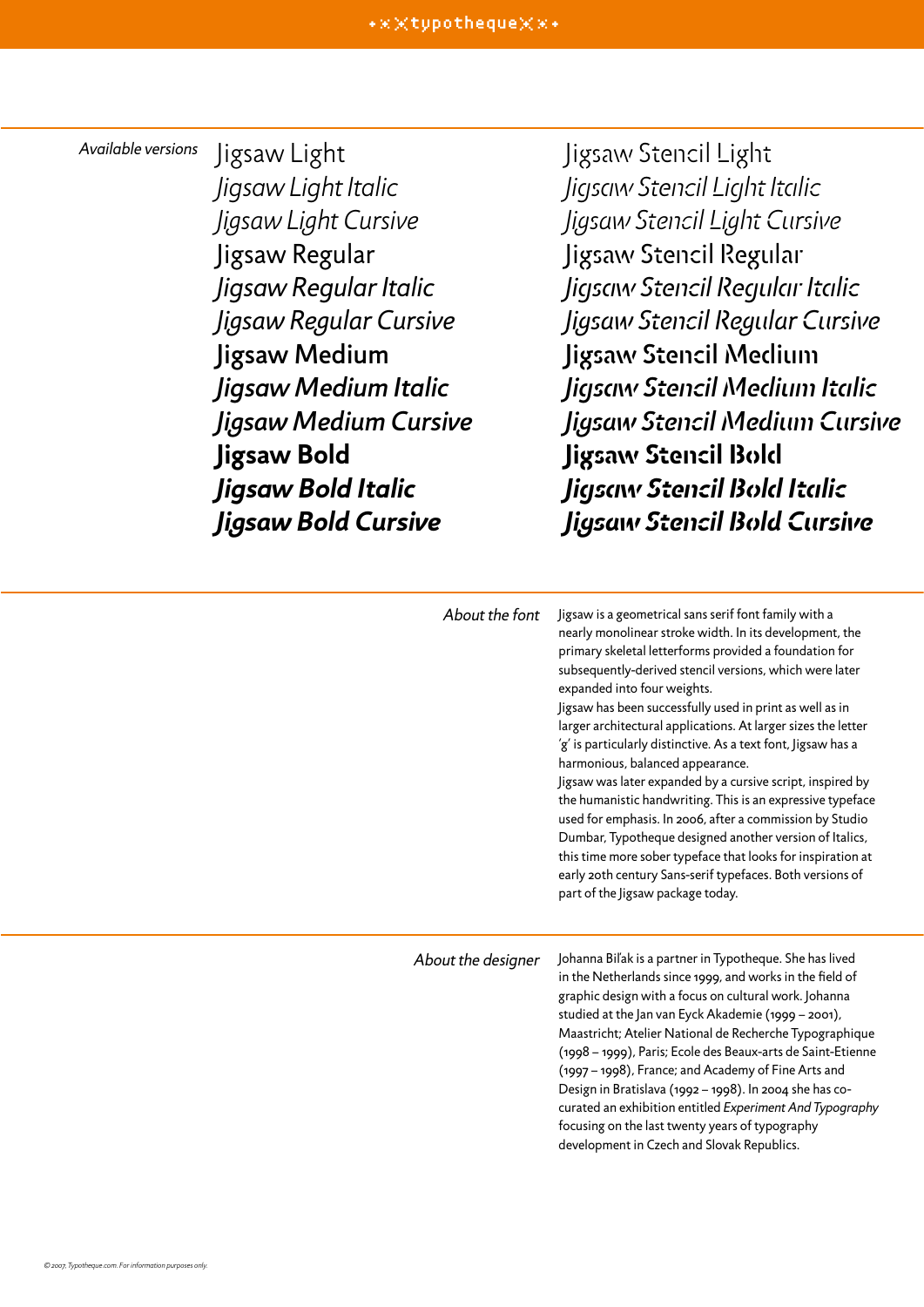*Available versions*

Jigsaw Light
*Jigsaw Light Italic*
*Jigsaw Light Cursive*
Jigsaw Regular
*Jigsaw Regular Italic*
*Jigsaw Regular Cursive*
**Jigsaw Medium**
***Jigsaw Medium Italic***
***Jigsaw Medium Cursive***
**Jigsaw Bold**
***Jigsaw Bold Italic***
***Jigsaw Bold Cursive***

Jigsaw Stencil Light
*Jigsaw Stencil Light Italic*
*Jigsaw Stencil Light Cursive*
Jigsaw Stencil Regular
*Jigsaw Stencil Regular Italic*
*Jigsaw Stencil Regular Cursive*
**Jigsaw Stencil Medium**
***Jigsaw Stencil Medium Italic***
***Jigsaw Stencil Medium Cursive***
**Jigsaw Stencil Bold**
***Jigsaw Stencil Bold Italic***
***Jigsaw Stencil Bold Cursive***

*About the font*

Jigsaw is a geometrical sans serif font family with a nearly monolinear stroke width. In its development, the primary skeletal letterforms provided a foundation for subsequently-derived stencil versions, which were later expanded into four weights.
Jigsaw has been successfully used in print as well as in larger architectural applications. At larger sizes the letter 'g' is particularly distinctive. As a text font, Jigsaw has a harmonious, balanced appearance.
Jigsaw was later expanded by a cursive script, inspired by the humanistic handwriting. This is an expressive typeface used for emphasis. In 2006, after a commission by Studio Dumbar, Typotheque designed another version of Italics, this time more sober typeface that looks for inspiration at early 20th century Sans-serif typefaces. Both versions of part of the Jigsaw package today.

*About the designer*

Johanna Biľak is a partner in Typotheque. She has lived in the Netherlands since 1999, and works in the field of graphic design with a focus on cultural work. Johanna studied at the Jan van Eyck Akademie (1999 – 2001), Maastricht; Atelier National de Recherche Typographique (1998 – 1999), Paris; Ecole des Beaux-arts de Saint-Etienne (1997 – 1998), France; and Academy of Fine Arts and Design in Bratislava (1992 – 1998). In 2004 she has co-curated an exhibition entitled *Experiment And Typography* focusing on the last twenty years of typography development in Czech and Slovak Republics.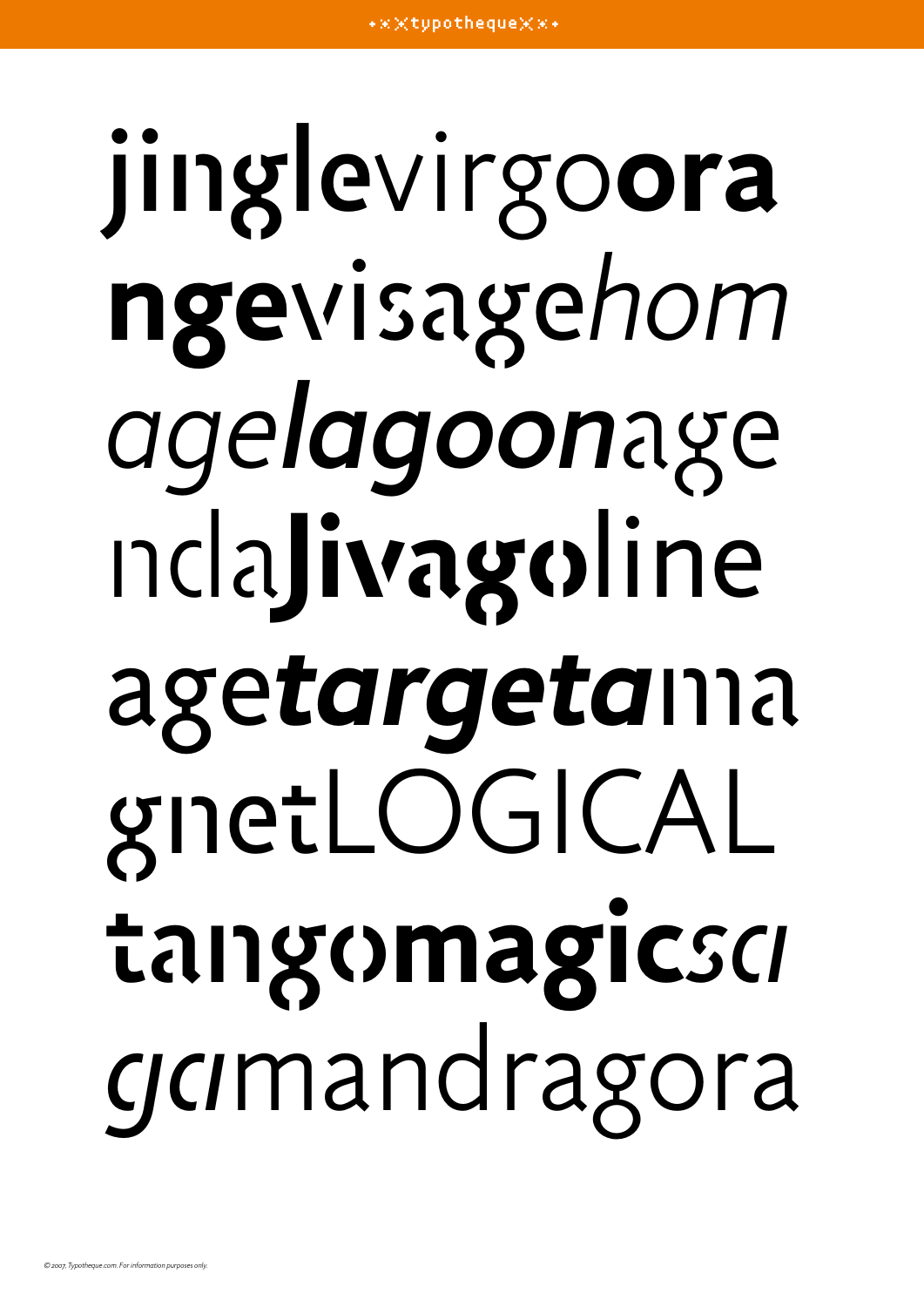**jingle**virgo**ora**
**nge**visage*hom*
*age****lagoon***age
nda**Jivago**line
age***targeta***ma
gnetLOGICAL
**tangomagic***sa*
*ga*mandragora

*© 2007, Typotheque.com. For information purposes only.*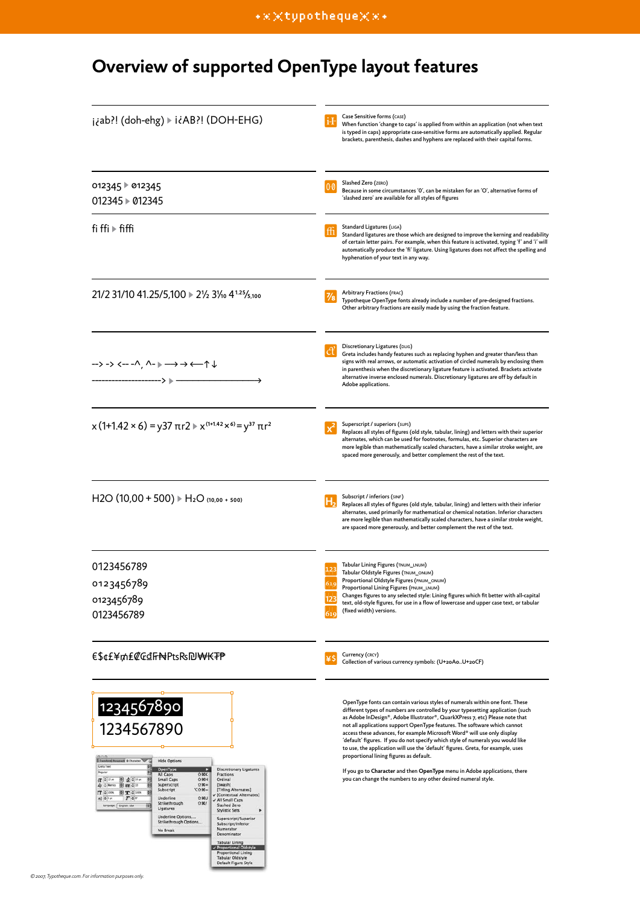# Overview of supported OpenType layout features

¡¿ab?! (doh-ehg) ▶ i¿AB?! (DOH-EHG)

**Case Sensitive forms** (case)
When function 'change to caps' is applied from within an application (not when text is typed in caps) appropriate case-sensitive forms are automatically applied. Regular brackets, parenthesis, dashes and hyphens are replaced with their capital forms.

012345 ▶ 012345
012345 ▶ 012345

**Slashed Zero** (zero)
Because in some circumstances '0', can be mistaken for an 'O', alternative forms of 'slashed zero' are available for all styles of figures

fi ffi ▶ fiffi

**Standard Ligatures** (liga)
Standard ligatures are those which are designed to improve the kerning and readability of certain letter pairs. For example, when this feature is activated, typing 'f' and 'i' will automatically produce the 'fi' ligature. Using ligatures does not affect the spelling and hyphenation of your text in any way.

21/2 31/10 41.25/5,100 ▶ 2½ 3⅒ 4 1.25⁄5,100

**Arbitrary Fractions** (frac)
Typotheque OpenType fonts already include a number of pre-designed fractions. Other arbitrary fractions are easily made by using the fraction feature.

--> -> <-- -^, ^- ▶ ⟶ → ⟵ ↑ ↓
--------------------> ▶ ————————————⟶

**Discretionary Ligatures** (dlig)
Greta includes handy features such as replacing hyphen and greater than/less than signs with real arrows, or automatic activation of circled numerals by enclosing them in parenthesis when the discretionary ligature feature is activated. Brackets activate alternative inverse enclosed numerals. Discretionary ligatures are off by default in Adobe applications.

x (1+1.42 × 6) = y37 πr2 ▶ $x^{(1+1.42 \times 6)} = y^{37}\ \pi r^{2}$

**Superscript / superiors** (sups)
Replaces all styles of figures (old style, tabular, lining) and letters with their superior alternates, which can be used for footnotes, formulas, etc. Superior characters are more legible than mathematically scaled characters, have a similar stroke weight, are spaced more generously, and better complement the rest of the text.

H2O (10,00 + 500) ▶ $H_2O_{(10{,}00\ +\ 500)}$

**Subscript / inferiors** (sinf)
Replaces all styles of figures (old style, tabular, lining) and letters with their inferior alternates, used primarily for mathematical or chemical notation. Inferior characters are more legible than mathematically scaled characters, have a similar stroke weight, are spaced more generously, and better complement the rest of the text.

0123456789
0123456789
0123456789
0123456789

**Tabular Lining Figures** (tnum_lnum)
**Tabular Oldstyle Figures** (tnum_onum)
**Proportional Oldstyle Figures** (pnum_onum)
**Proportional Lining Figures** (pnum_lnum)
Changes figures to any selected style: Lining figures which fit better with all-capital text, old-style figures, for use in a flow of lowercase and upper case text, or tabular (fixed width) versions.

€$¢£¥₥₤₡₢₫₣₦₧₨₪₩₭₮₱

**Currency** (crcy)
Collection of various currency symbols: (U+20A0..U+20CF)

1234567890
1234567890

OpenType fonts can contain various styles of numerals within one font. These different types of numbers are controlled by your typesetting application (such as Adobe InDesign®, Adobe Illustrator®, QuarkXPress 7, etc) Please note that not all applications support OpenType features. The software which cannot access these advances, for example Microsoft Word® will use only display 'default' figures. If you do not specify which style of numerals you would like to use, the application will use the 'default' figures. Greta, for example, uses proportional lining figures as default.

If you go to **Character** and then **OpenType** menu in Adobe applications, there you can change the numbers to any other desired numeral style.

© 2007, Typotheque.com. For information purposes only.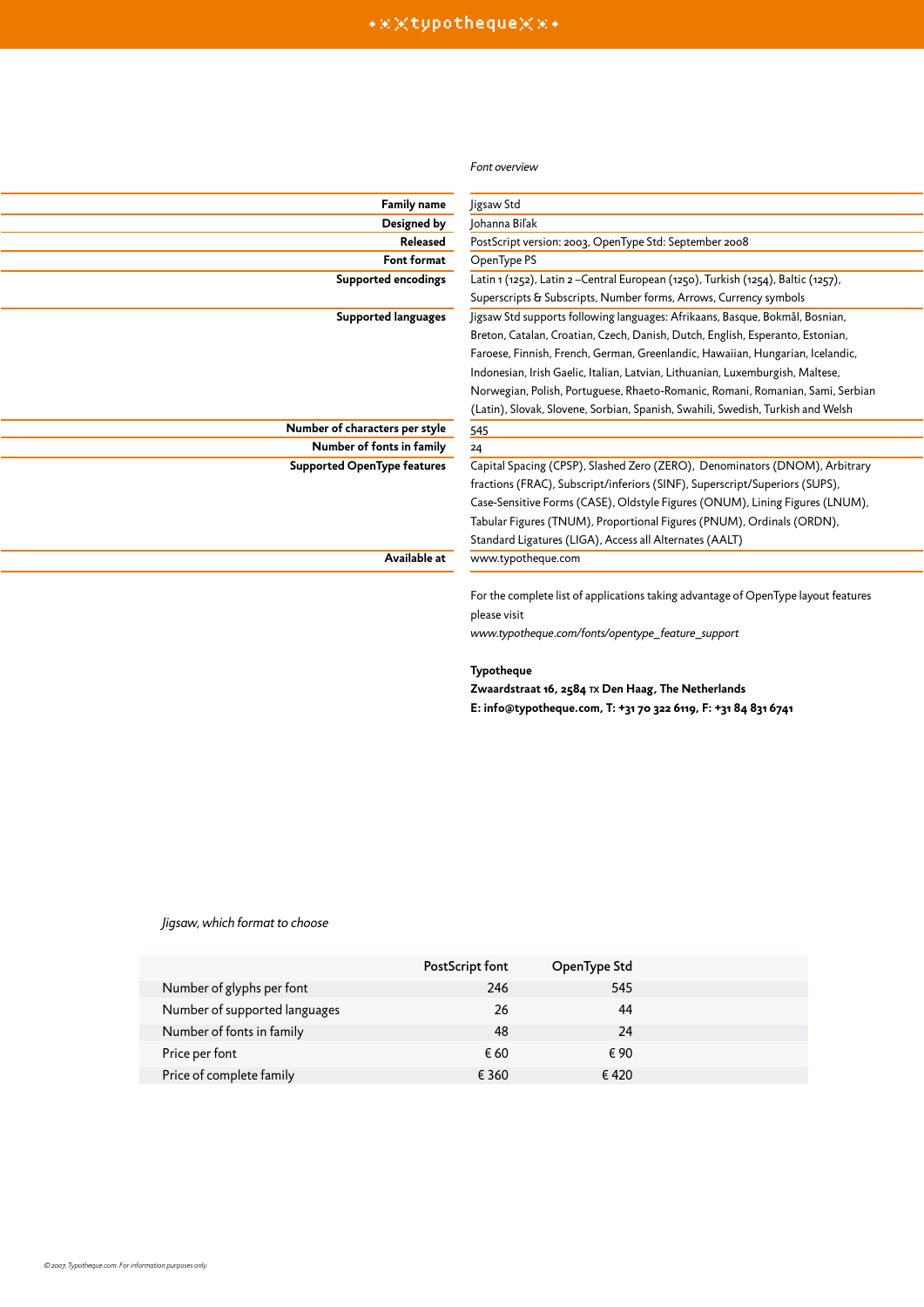*Font overview*

| | |
|---|---|
| **Family name** | Jigsaw Std |
| **Designed by** | Johanna Biľak |
| **Released** | PostScript version: 2003, OpenType Std: September 2008 |
| **Font format** | OpenType PS |
| **Supported encodings** | Latin 1 (1252), Latin 2 –Central European (1250), Turkish (1254), Baltic (1257), Superscripts & Subscripts, Number forms, Arrows, Currency symbols |
| **Supported languages** | Jigsaw Std supports following languages: Afrikaans, Basque, Bokmål, Bosnian, Breton, Catalan, Croatian, Czech, Danish, Dutch, English, Esperanto, Estonian, Faroese, Finnish, French, German, Greenlandic, Hawaiian, Hungarian, Icelandic, Indonesian, Irish Gaelic, Italian, Latvian, Lithuanian, Luxemburgish, Maltese, Norwegian, Polish, Portuguese, Rhaeto-Romanic, Romani, Romanian, Sami, Serbian (Latin), Slovak, Slovene, Sorbian, Spanish, Swahili, Swedish, Turkish and Welsh |
| **Number of characters per style** | 545 |
| **Number of fonts in family** | 24 |
| **Supported OpenType features** | Capital Spacing (CPSP), Slashed Zero (ZERO), Denominators (DNOM), Arbitrary fractions (FRAC), Subscript/inferiors (SINF), Superscript/Superiors (SUPS), Case-Sensitive Forms (CASE), Oldstyle Figures (ONUM), Lining Figures (LNUM), Tabular Figures (TNUM), Proportional Figures (PNUM), Ordinals (ORDN), Standard Ligatures (LIGA), Access all Alternates (AALT) |
| **Available at** | www.typotheque.com |

For the complete list of applications taking advantage of OpenType layout features please visit
*www.typotheque.com/fonts/opentype_feature_support*

**Typotheque**
**Zwaardstraat 16, 2584 TX Den Haag, The Netherlands**
**E: info@typotheque.com, T: +31 70 322 6119, F: +31 84 831 6741**

*Jigsaw, which format to choose*

| | PostScript font | OpenType Std |
|---|---|---|
| Number of glyphs per font | 246 | 545 |
| Number of supported languages | 26 | 44 |
| Number of fonts in family | 48 | 24 |
| Price per font | € 60 | € 90 |
| Price of complete family | € 360 | € 420 |

*© 2007, Typotheque.com. For information purposes only.*